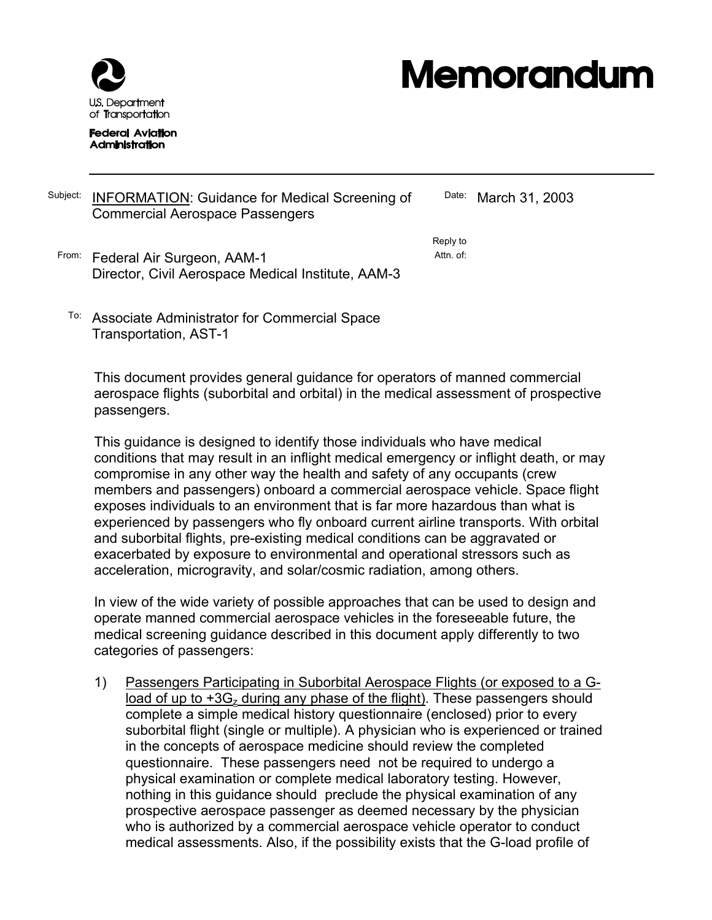U.S. Department of Transportation

**Federal Aviation Administration**

# Memorandum

Subject: INFORMATION: Guidance for Medical Screening of Commercial Aerospace Passengers

Date: March 31, 2003

From: Federal Air Surgeon, AAM-1
Director, Civil Aerospace Medical Institute, AAM-3

Reply to Attn. of:

To: Associate Administrator for Commercial Space Transportation, AST-1

This document provides general guidance for operators of manned commercial aerospace flights (suborbital and orbital) in the medical assessment of prospective passengers.

This guidance is designed to identify those individuals who have medical conditions that may result in an inflight medical emergency or inflight death, or may compromise in any other way the health and safety of any occupants (crew members and passengers) onboard a commercial aerospace vehicle. Space flight exposes individuals to an environment that is far more hazardous than what is experienced by passengers who fly onboard current airline transports. With orbital and suborbital flights, pre-existing medical conditions can be aggravated or exacerbated by exposure to environmental and operational stressors such as acceleration, microgravity, and solar/cosmic radiation, among others.

In view of the wide variety of possible approaches that can be used to design and operate manned commercial aerospace vehicles in the foreseeable future, the medical screening guidance described in this document apply differently to two categories of passengers:

1) Passengers Participating in Suborbital Aerospace Flights (or exposed to a G-load of up to $+3G_z$ during any phase of the flight). These passengers should complete a simple medical history questionnaire (enclosed) prior to every suborbital flight (single or multiple). A physician who is experienced or trained in the concepts of aerospace medicine should review the completed questionnaire. These passengers need not be required to undergo a physical examination or complete medical laboratory testing. However, nothing in this guidance should preclude the physical examination of any prospective aerospace passenger as deemed necessary by the physician who is authorized by a commercial aerospace vehicle operator to conduct medical assessments. Also, if the possibility exists that the G-load profile of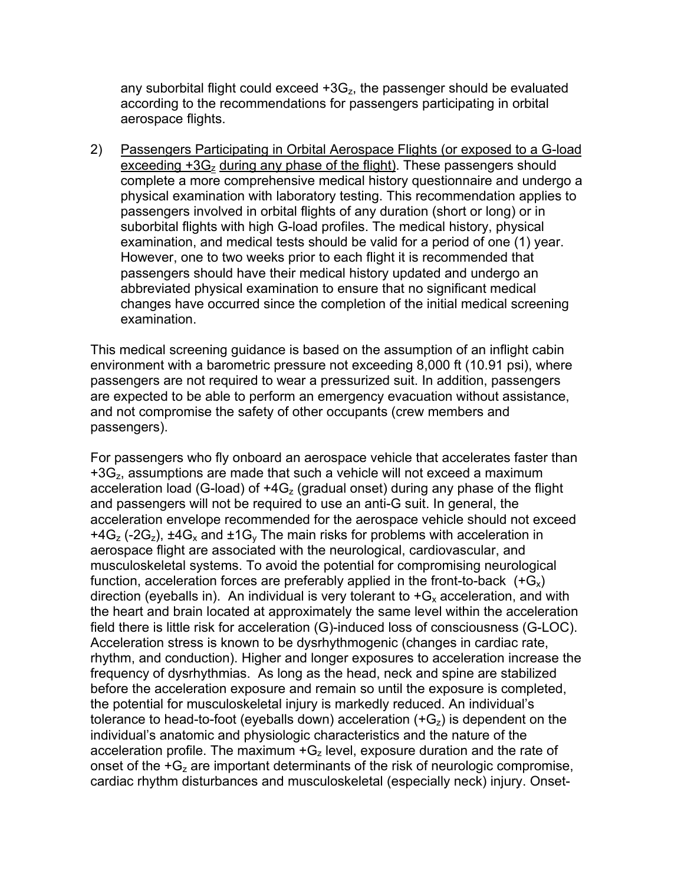any suborbital flight could exceed $+3G_z$, the passenger should be evaluated according to the recommendations for passengers participating in orbital aerospace flights.

2) Passengers Participating in Orbital Aerospace Flights (or exposed to a G-load exceeding $+3G_z$ during any phase of the flight). These passengers should complete a more comprehensive medical history questionnaire and undergo a physical examination with laboratory testing. This recommendation applies to passengers involved in orbital flights of any duration (short or long) or in suborbital flights with high G-load profiles. The medical history, physical examination, and medical tests should be valid for a period of one (1) year. However, one to two weeks prior to each flight it is recommended that passengers should have their medical history updated and undergo an abbreviated physical examination to ensure that no significant medical changes have occurred since the completion of the initial medical screening examination.

This medical screening guidance is based on the assumption of an inflight cabin environment with a barometric pressure not exceeding 8,000 ft (10.91 psi), where passengers are not required to wear a pressurized suit. In addition, passengers are expected to be able to perform an emergency evacuation without assistance, and not compromise the safety of other occupants (crew members and passengers).

For passengers who fly onboard an aerospace vehicle that accelerates faster than $+3G_z$, assumptions are made that such a vehicle will not exceed a maximum acceleration load (G-load) of $+4G_z$ (gradual onset) during any phase of the flight and passengers will not be required to use an anti-G suit. In general, the acceleration envelope recommended for the aerospace vehicle should not exceed $+4G_z$ ($-2G_z$), $\pm 4G_x$ and $\pm 1G_y$ The main risks for problems with acceleration in aerospace flight are associated with the neurological, cardiovascular, and musculoskeletal systems. To avoid the potential for compromising neurological function, acceleration forces are preferably applied in the front-to-back ($+G_x$) direction (eyeballs in). An individual is very tolerant to $+G_x$ acceleration, and with the heart and brain located at approximately the same level within the acceleration field there is little risk for acceleration (G)-induced loss of consciousness (G-LOC). Acceleration stress is known to be dysrhythmogenic (changes in cardiac rate, rhythm, and conduction). Higher and longer exposures to acceleration increase the frequency of dysrhythmias. As long as the head, neck and spine are stabilized before the acceleration exposure and remain so until the exposure is completed, the potential for musculoskeletal injury is markedly reduced. An individual's tolerance to head-to-foot (eyeballs down) acceleration ($+G_z$) is dependent on the individual's anatomic and physiologic characteristics and the nature of the acceleration profile. The maximum $+G_z$ level, exposure duration and the rate of onset of the $+G_z$ are important determinants of the risk of neurologic compromise, cardiac rhythm disturbances and musculoskeletal (especially neck) injury. Onset-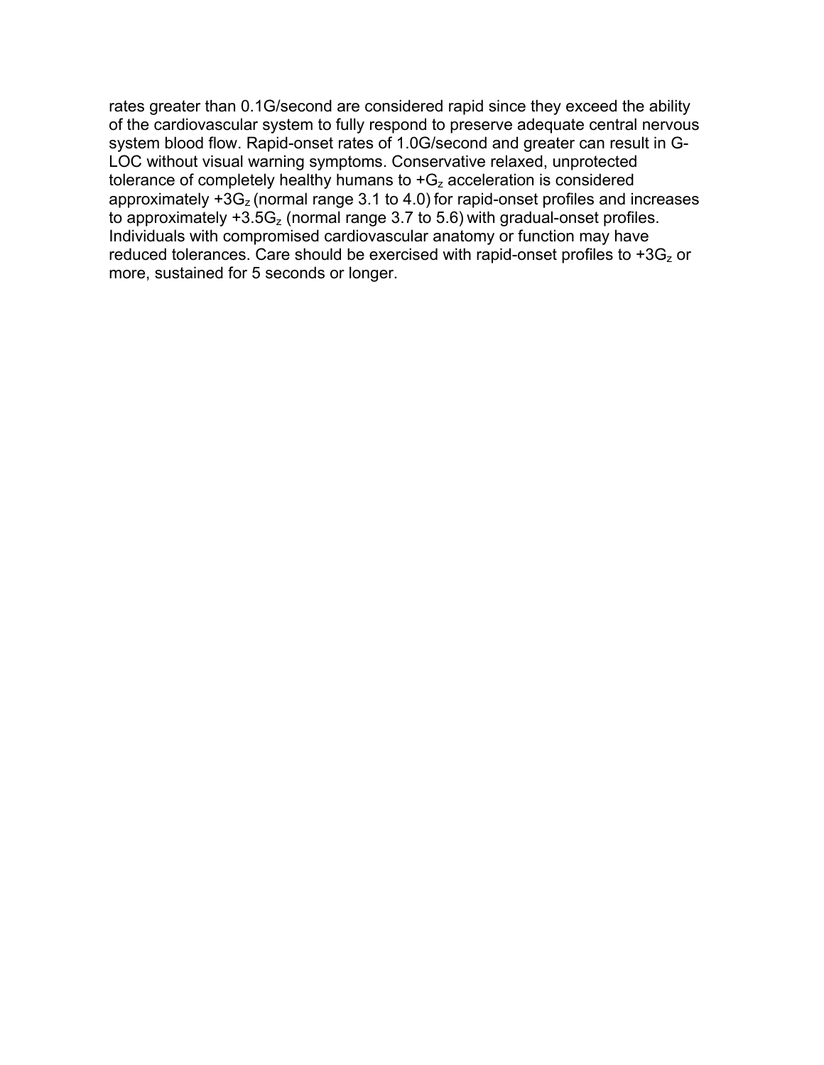rates greater than 0.1G/second are considered rapid since they exceed the ability of the cardiovascular system to fully respond to preserve adequate central nervous system blood flow. Rapid-onset rates of 1.0G/second and greater can result in G-LOC without visual warning symptoms. Conservative relaxed, unprotected tolerance of completely healthy humans to $+G_z$ acceleration is considered approximately $+3G_z$ (normal range 3.1 to 4.0) for rapid-onset profiles and increases to approximately $+3.5G_z$ (normal range 3.7 to 5.6) with gradual-onset profiles. Individuals with compromised cardiovascular anatomy or function may have reduced tolerances. Care should be exercised with rapid-onset profiles to $+3G_z$ or more, sustained for 5 seconds or longer.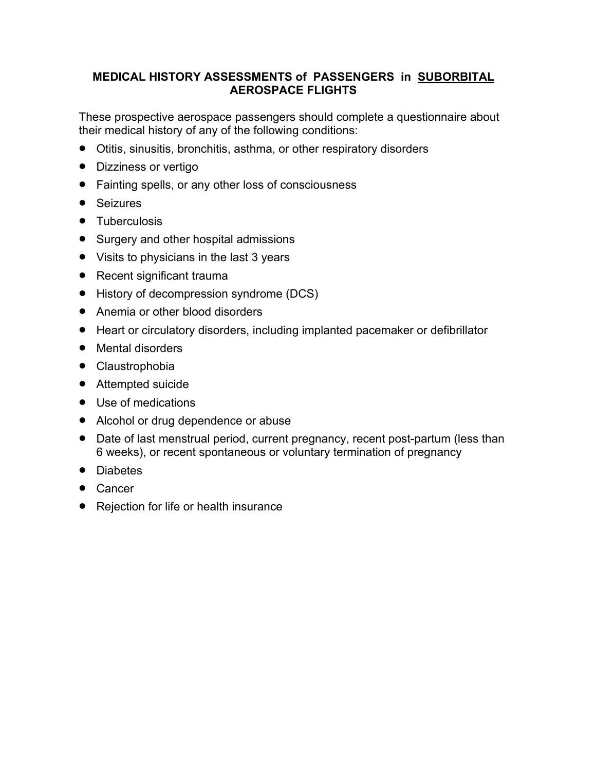## MEDICAL HISTORY ASSESSMENTS of PASSENGERS in SUBORBITAL AEROSPACE FLIGHTS

These prospective aerospace passengers should complete a questionnaire about their medical history of any of the following conditions:

- Otitis, sinusitis, bronchitis, asthma, or other respiratory disorders
- Dizziness or vertigo
- Fainting spells, or any other loss of consciousness
- Seizures
- Tuberculosis
- Surgery and other hospital admissions
- Visits to physicians in the last 3 years
- Recent significant trauma
- History of decompression syndrome (DCS)
- Anemia or other blood disorders
- Heart or circulatory disorders, including implanted pacemaker or defibrillator
- Mental disorders
- Claustrophobia
- Attempted suicide
- Use of medications
- Alcohol or drug dependence or abuse
- Date of last menstrual period, current pregnancy, recent post-partum (less than 6 weeks), or recent spontaneous or voluntary termination of pregnancy
- Diabetes
- Cancer
- Rejection for life or health insurance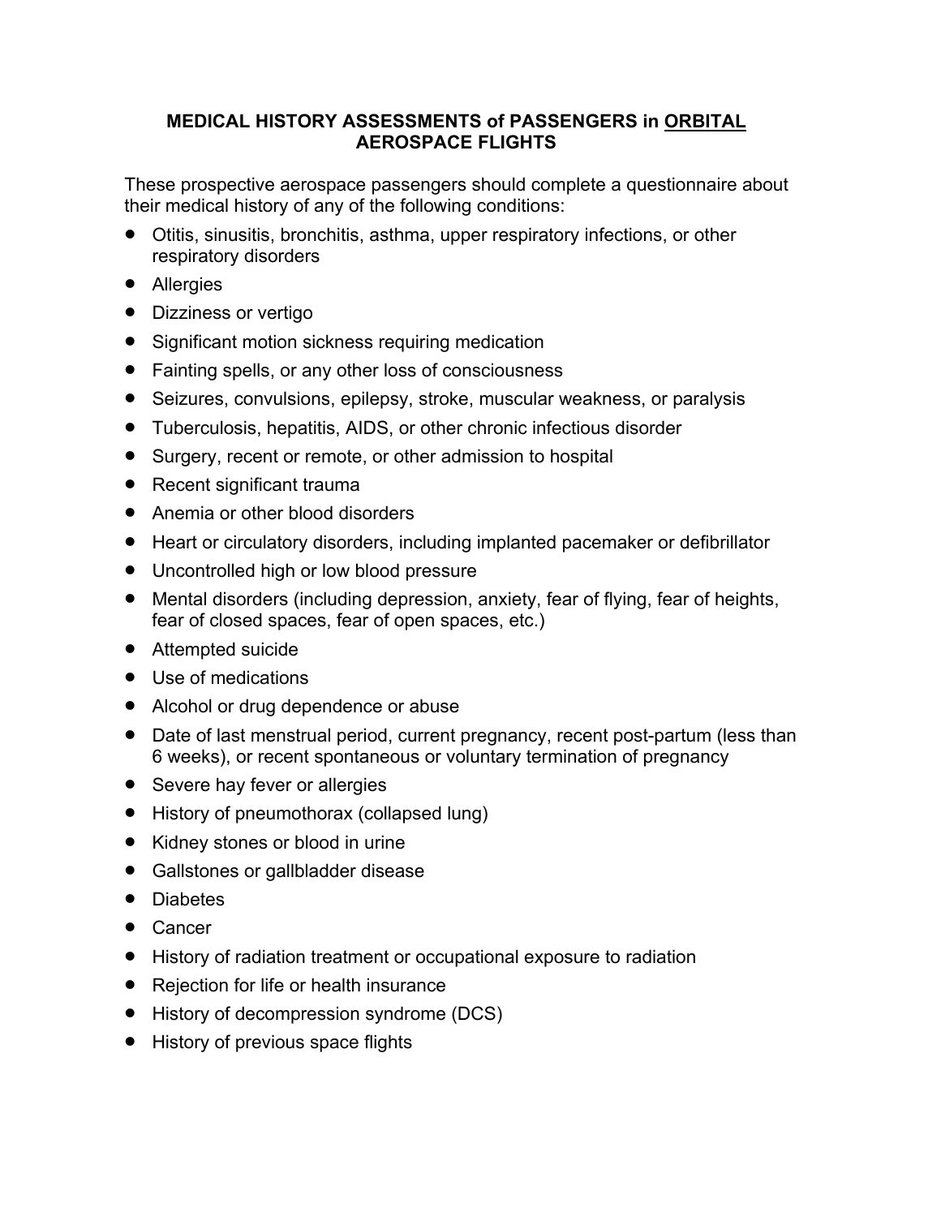# MEDICAL HISTORY ASSESSMENTS of PASSENGERS in ORBITAL AEROSPACE FLIGHTS

These prospective aerospace passengers should complete a questionnaire about their medical history of any of the following conditions:

- Otitis, sinusitis, bronchitis, asthma, upper respiratory infections, or other respiratory disorders
- Allergies
- Dizziness or vertigo
- Significant motion sickness requiring medication
- Fainting spells, or any other loss of consciousness
- Seizures, convulsions, epilepsy, stroke, muscular weakness, or paralysis
- Tuberculosis, hepatitis, AIDS, or other chronic infectious disorder
- Surgery, recent or remote, or other admission to hospital
- Recent significant trauma
- Anemia or other blood disorders
- Heart or circulatory disorders, including implanted pacemaker or defibrillator
- Uncontrolled high or low blood pressure
- Mental disorders (including depression, anxiety, fear of flying, fear of heights, fear of closed spaces, fear of open spaces, etc.)
- Attempted suicide
- Use of medications
- Alcohol or drug dependence or abuse
- Date of last menstrual period, current pregnancy, recent post-partum (less than 6 weeks), or recent spontaneous or voluntary termination of pregnancy
- Severe hay fever or allergies
- History of pneumothorax (collapsed lung)
- Kidney stones or blood in urine
- Gallstones or gallbladder disease
- Diabetes
- Cancer
- History of radiation treatment or occupational exposure to radiation
- Rejection for life or health insurance
- History of decompression syndrome (DCS)
- History of previous space flights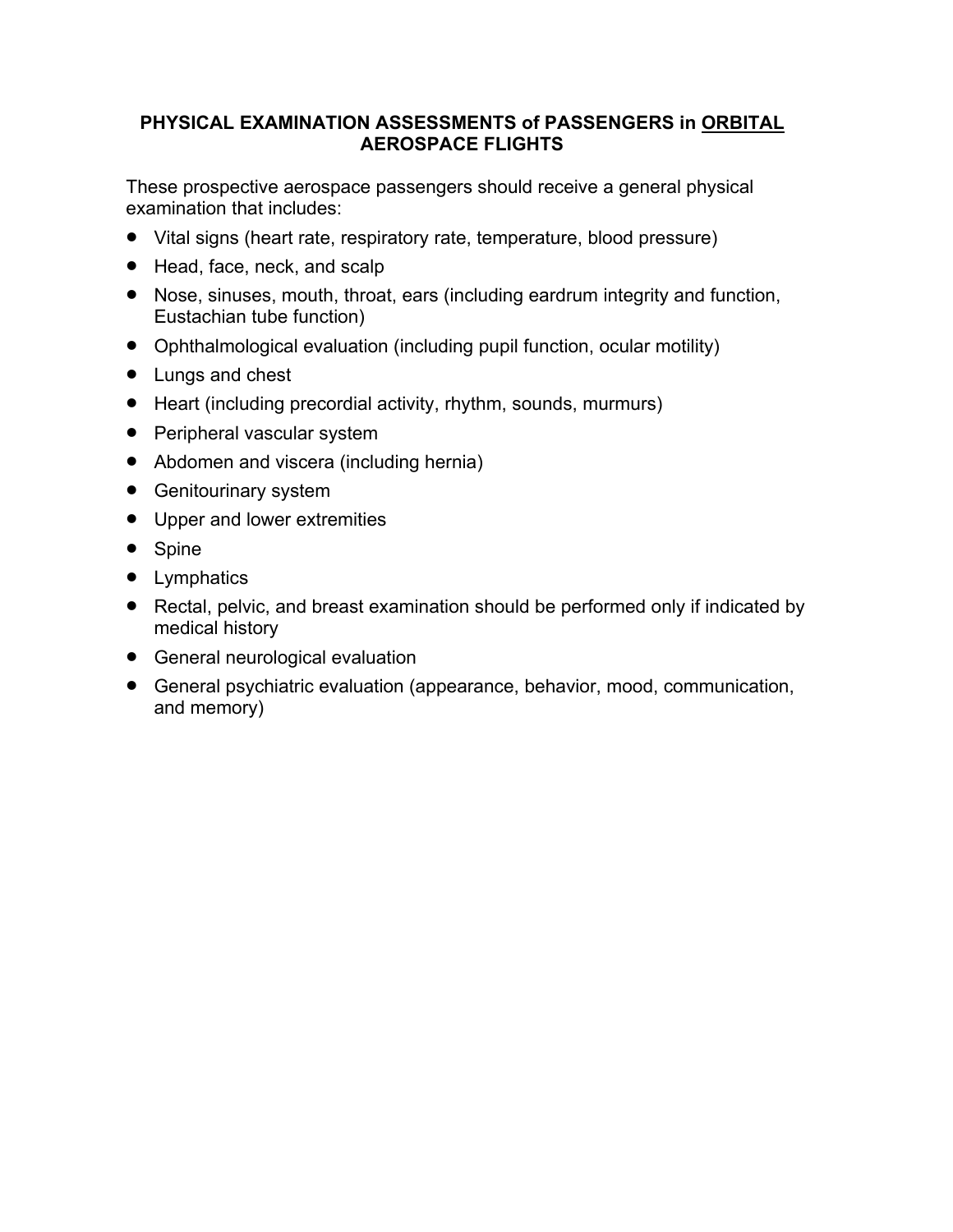## PHYSICAL EXAMINATION ASSESSMENTS of PASSENGERS in ORBITAL AEROSPACE FLIGHTS

These prospective aerospace passengers should receive a general physical examination that includes:

- Vital signs (heart rate, respiratory rate, temperature, blood pressure)
- Head, face, neck, and scalp
- Nose, sinuses, mouth, throat, ears (including eardrum integrity and function, Eustachian tube function)
- Ophthalmological evaluation (including pupil function, ocular motility)
- Lungs and chest
- Heart (including precordial activity, rhythm, sounds, murmurs)
- Peripheral vascular system
- Abdomen and viscera (including hernia)
- Genitourinary system
- Upper and lower extremities
- Spine
- Lymphatics
- Rectal, pelvic, and breast examination should be performed only if indicated by medical history
- General neurological evaluation
- General psychiatric evaluation (appearance, behavior, mood, communication, and memory)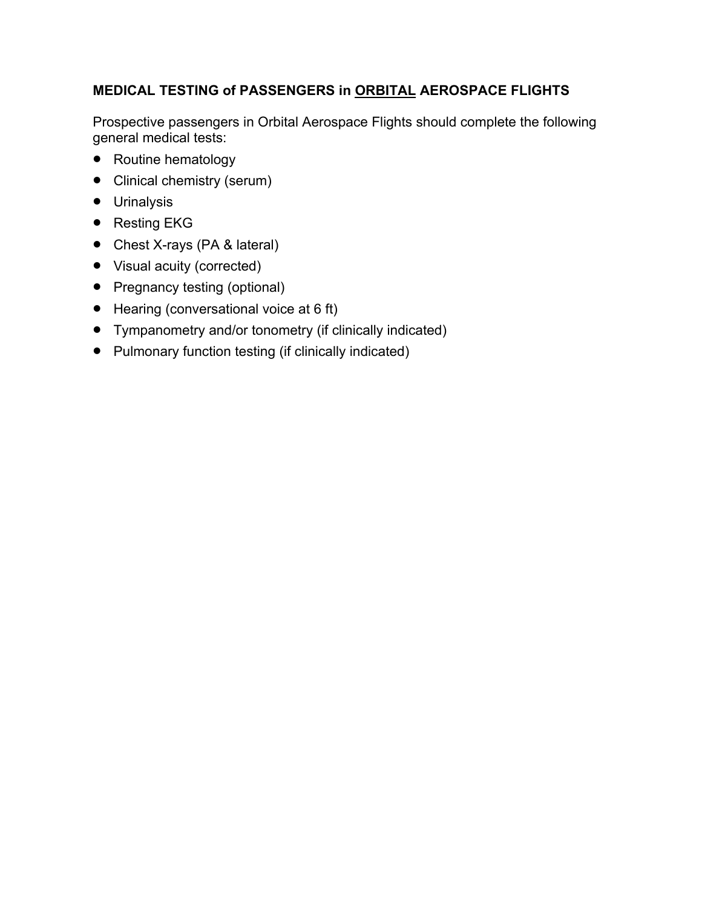## MEDICAL TESTING of PASSENGERS in <u>ORBITAL</u> AEROSPACE FLIGHTS

Prospective passengers in Orbital Aerospace Flights should complete the following general medical tests:

- Routine hematology
- Clinical chemistry (serum)
- Urinalysis
- Resting EKG
- Chest X-rays (PA & lateral)
- Visual acuity (corrected)
- Pregnancy testing (optional)
- Hearing (conversational voice at 6 ft)
- Tympanometry and/or tonometry (if clinically indicated)
- Pulmonary function testing (if clinically indicated)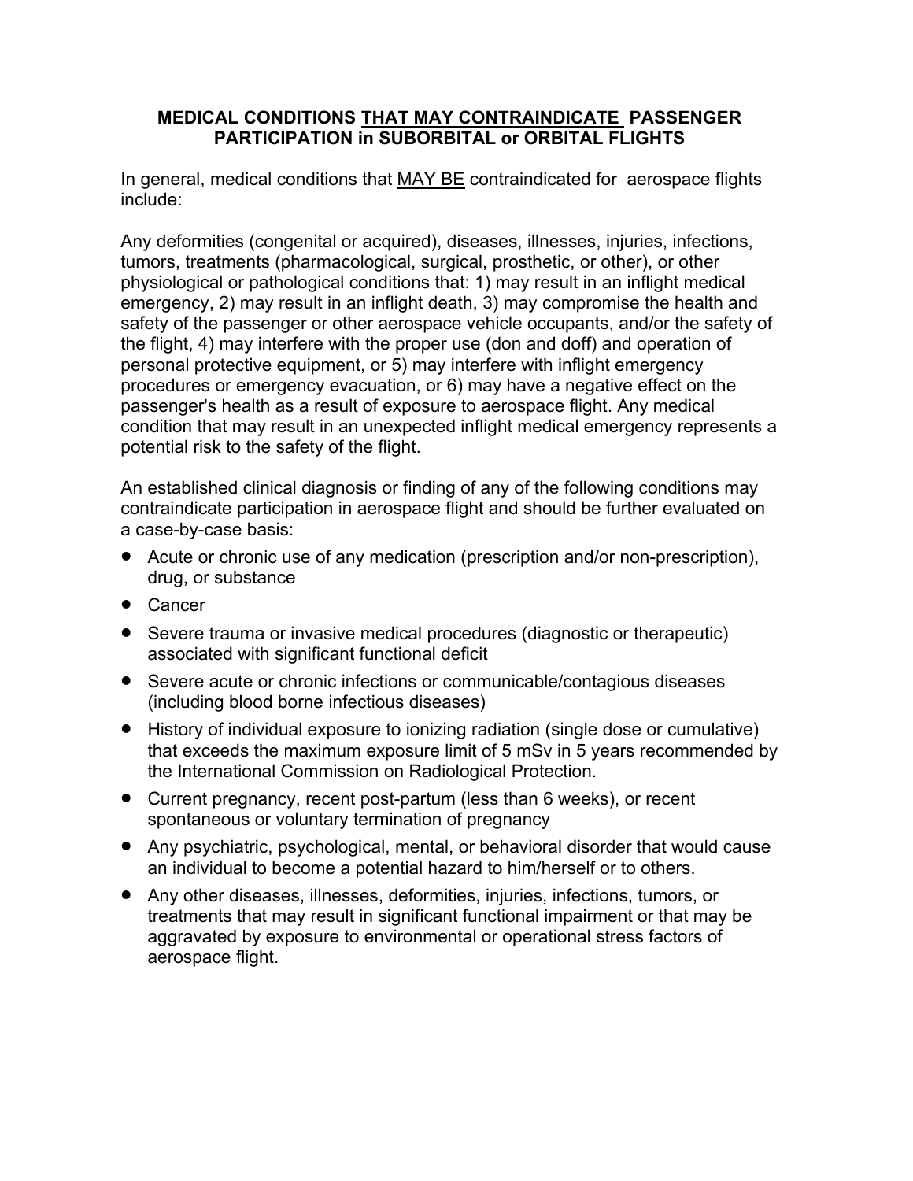## MEDICAL CONDITIONS <u>THAT MAY CONTRAINDICATE</u> PASSENGER PARTICIPATION in SUBORBITAL or ORBITAL FLIGHTS

In general, medical conditions that <u>MAY BE</u> contraindicated for aerospace flights include:

Any deformities (congenital or acquired), diseases, illnesses, injuries, infections, tumors, treatments (pharmacological, surgical, prosthetic, or other), or other physiological or pathological conditions that: 1) may result in an inflight medical emergency, 2) may result in an inflight death, 3) may compromise the health and safety of the passenger or other aerospace vehicle occupants, and/or the safety of the flight, 4) may interfere with the proper use (don and doff) and operation of personal protective equipment, or 5) may interfere with inflight emergency procedures or emergency evacuation, or 6) may have a negative effect on the passenger's health as a result of exposure to aerospace flight. Any medical condition that may result in an unexpected inflight medical emergency represents a potential risk to the safety of the flight.

An established clinical diagnosis or finding of any of the following conditions may contraindicate participation in aerospace flight and should be further evaluated on a case-by-case basis:

- Acute or chronic use of any medication (prescription and/or non-prescription), drug, or substance
- Cancer
- Severe trauma or invasive medical procedures (diagnostic or therapeutic) associated with significant functional deficit
- Severe acute or chronic infections or communicable/contagious diseases (including blood borne infectious diseases)
- History of individual exposure to ionizing radiation (single dose or cumulative) that exceeds the maximum exposure limit of 5 mSv in 5 years recommended by the International Commission on Radiological Protection.
- Current pregnancy, recent post-partum (less than 6 weeks), or recent spontaneous or voluntary termination of pregnancy
- Any psychiatric, psychological, mental, or behavioral disorder that would cause an individual to become a potential hazard to him/herself or to others.
- Any other diseases, illnesses, deformities, injuries, infections, tumors, or treatments that may result in significant functional impairment or that may be aggravated by exposure to environmental or operational stress factors of aerospace flight.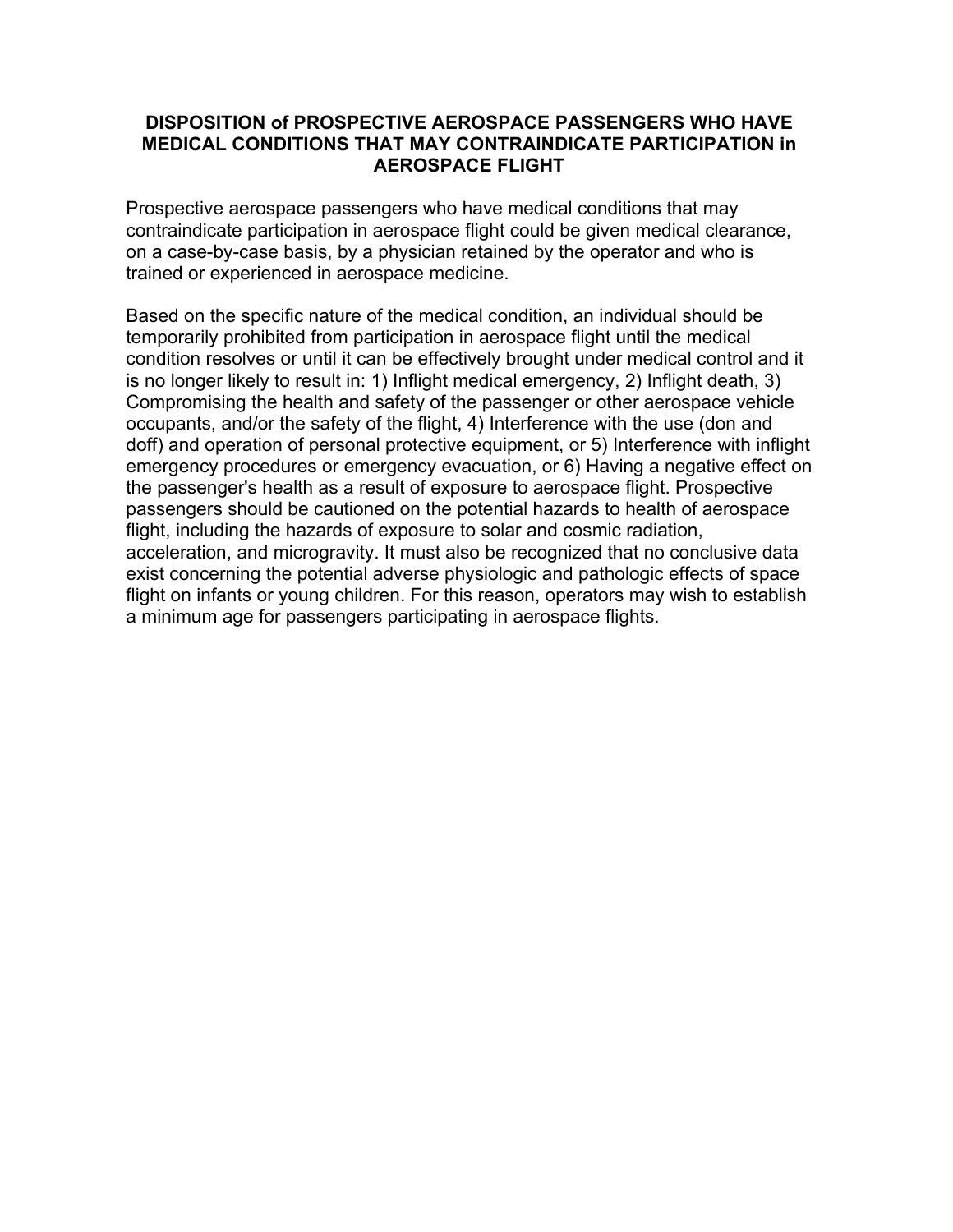## DISPOSITION of PROSPECTIVE AEROSPACE PASSENGERS WHO HAVE MEDICAL CONDITIONS THAT MAY CONTRAINDICATE PARTICIPATION in AEROSPACE FLIGHT

Prospective aerospace passengers who have medical conditions that may contraindicate participation in aerospace flight could be given medical clearance, on a case-by-case basis, by a physician retained by the operator and who is trained or experienced in aerospace medicine.

Based on the specific nature of the medical condition, an individual should be temporarily prohibited from participation in aerospace flight until the medical condition resolves or until it can be effectively brought under medical control and it is no longer likely to result in: 1) Inflight medical emergency, 2) Inflight death, 3) Compromising the health and safety of the passenger or other aerospace vehicle occupants, and/or the safety of the flight, 4) Interference with the use (don and doff) and operation of personal protective equipment, or 5) Interference with inflight emergency procedures or emergency evacuation, or 6) Having a negative effect on the passenger's health as a result of exposure to aerospace flight. Prospective passengers should be cautioned on the potential hazards to health of aerospace flight, including the hazards of exposure to solar and cosmic radiation, acceleration, and microgravity. It must also be recognized that no conclusive data exist concerning the potential adverse physiologic and pathologic effects of space flight on infants or young children. For this reason, operators may wish to establish a minimum age for passengers participating in aerospace flights.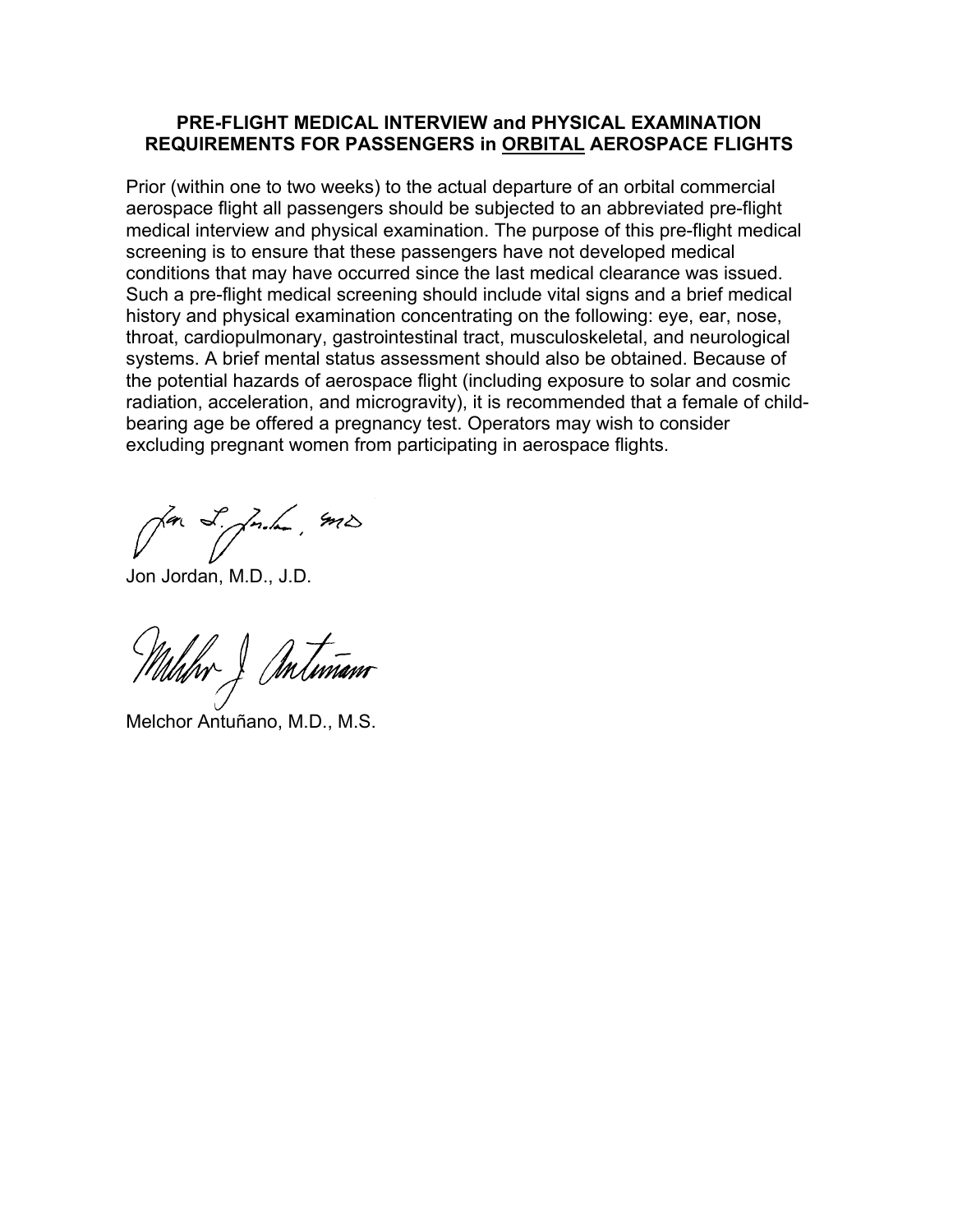**PRE-FLIGHT MEDICAL INTERVIEW and PHYSICAL EXAMINATION REQUIREMENTS FOR PASSENGERS in ORBITAL AEROSPACE FLIGHTS**

Prior (within one to two weeks) to the actual departure of an orbital commercial aerospace flight all passengers should be subjected to an abbreviated pre-flight medical interview and physical examination. The purpose of this pre-flight medical screening is to ensure that these passengers have not developed medical conditions that may have occurred since the last medical clearance was issued. Such a pre-flight medical screening should include vital signs and a brief medical history and physical examination concentrating on the following: eye, ear, nose, throat, cardiopulmonary, gastrointestinal tract, musculoskeletal, and neurological systems. A brief mental status assessment should also be obtained. Because of the potential hazards of aerospace flight (including exposure to solar and cosmic radiation, acceleration, and microgravity), it is recommended that a female of child-bearing age be offered a pregnancy test. Operators may wish to consider excluding pregnant women from participating in aerospace flights.

Jon Jordan, M.D., J.D.

Melchor Antuñano, M.D., M.S.